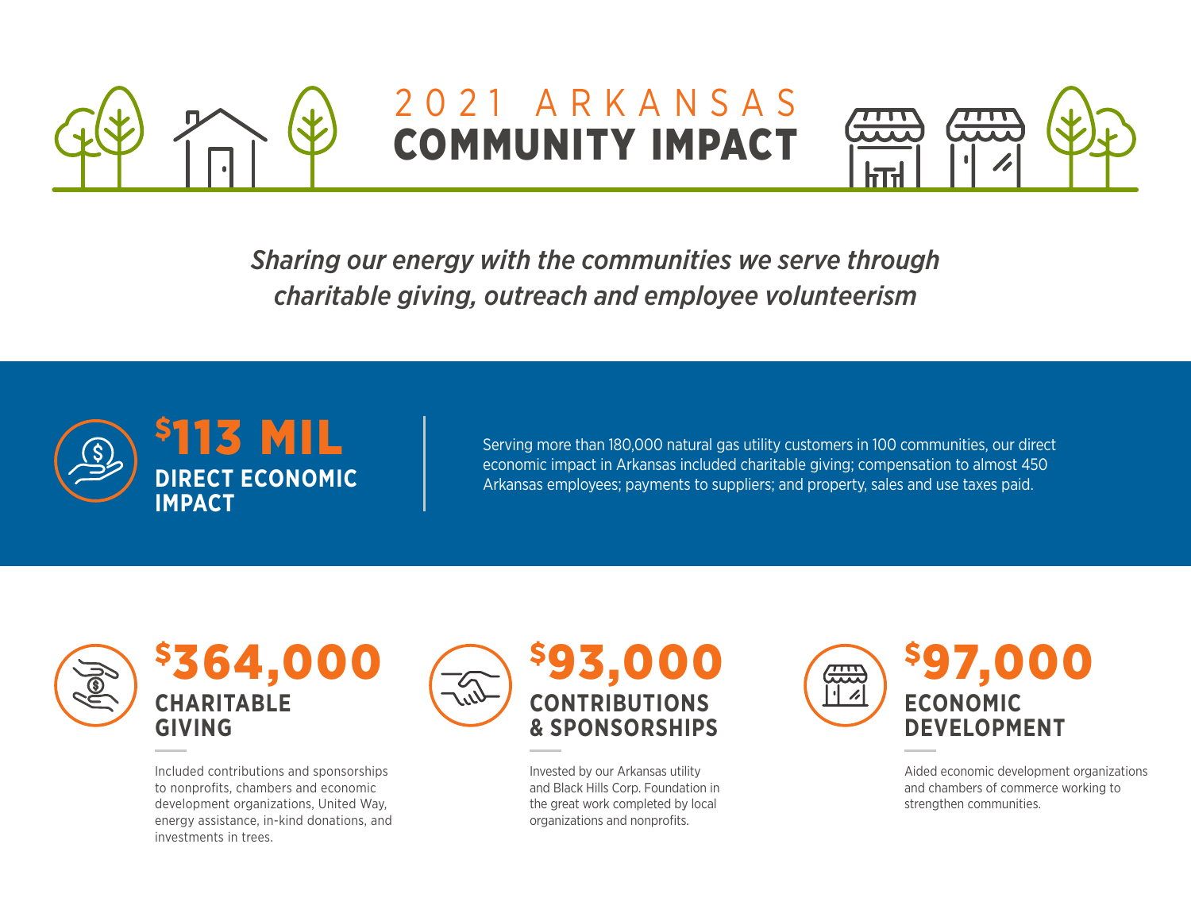# 2021 ARKANSAS COMMUNITY IMPACT

*Sharing our energy with the communities we serve through charitable giving, outreach and employee volunteerism*

## $113 MIL DIRECT ECONOMIC IMPACT

Serving more than 180,000 natural gas utility customers in 100 communities, our direct economic impact in Arkansas included charitable giving; compensation to almost 450 Arkansas employees; payments to suppliers; and property, sales and use taxes paid.

### $364,000 CHARITABLE GIVING

Included contributions and sponsorships to nonprofits, chambers and economic development organizations, United Way, energy assistance, in-kind donations, and investments in trees.

### $93,000 CONTRIBUTIONS & SPONSORSHIPS

Invested by our Arkansas utility and Black Hills Corp. Foundation in the great work completed by local organizations and nonprofits.

### $97,000 ECONOMIC DEVELOPMENT

Aided economic development organizations and chambers of commerce working to strengthen communities.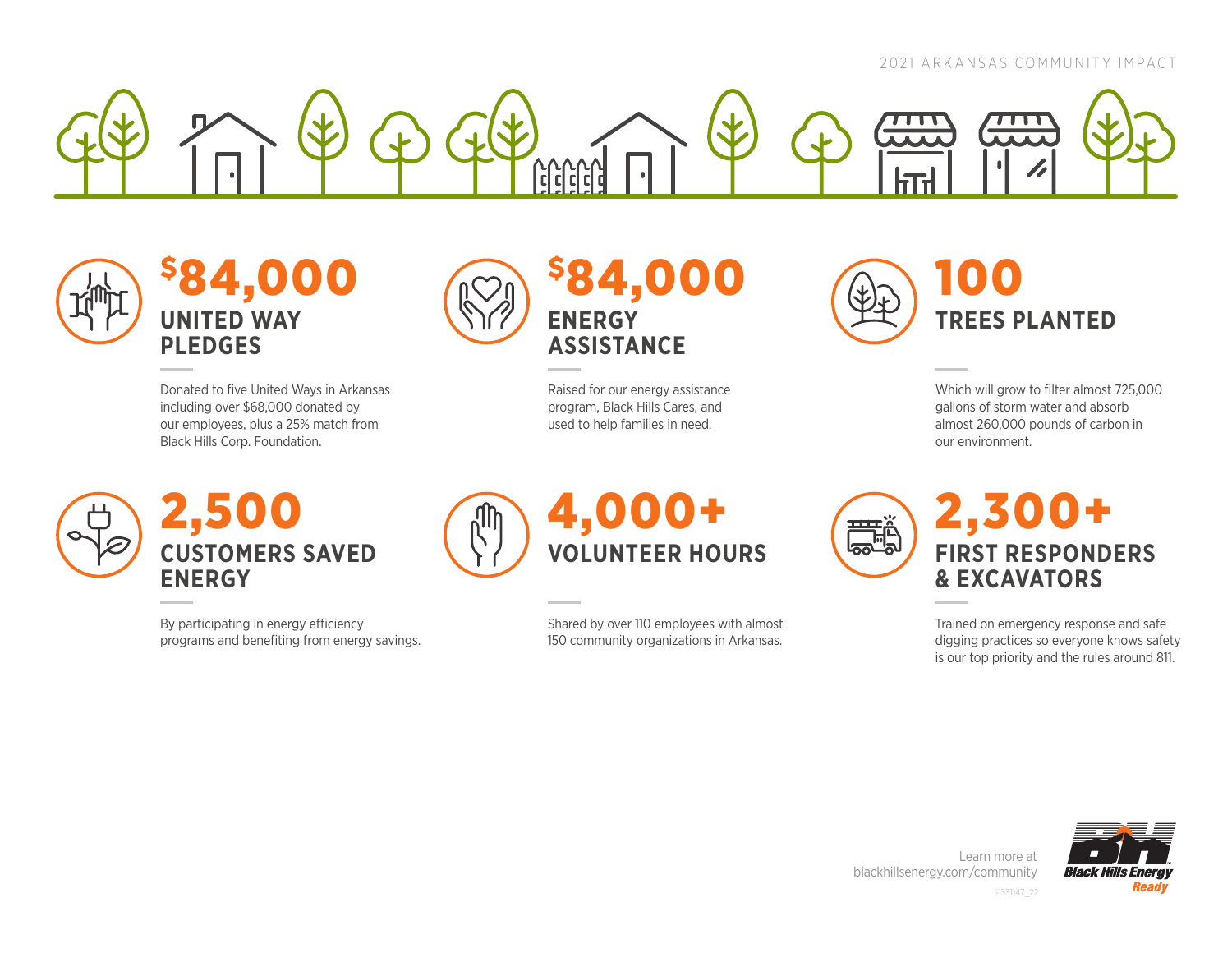2021 ARKANSAS COMMUNITY IMPACT

## $84,000
### UNITED WAY PLEDGES

Donated to five United Ways in Arkansas including over $68,000 donated by our employees, plus a 25% match from Black Hills Corp. Foundation.

## $84,000
### ENERGY ASSISTANCE

Raised for our energy assistance program, Black Hills Cares, and used to help families in need.

## 100
### TREES PLANTED

Which will grow to filter almost 725,000 gallons of storm water and absorb almost 260,000 pounds of carbon in our environment.

## 2,500
### CUSTOMERS SAVED ENERGY

By participating in energy efficiency programs and benefiting from energy savings.

## 4,000+
### VOLUNTEER HOURS

Shared by over 110 employees with almost 150 community organizations in Arkansas.

## 2,300+
### FIRST RESPONDERS & EXCAVATORS

Trained on emergency response and safe digging practices so everyone knows safety is our top priority and the rules around 811.

Learn more at blackhillsenergy.com/community

©331147_22

Black Hills Energy
Ready